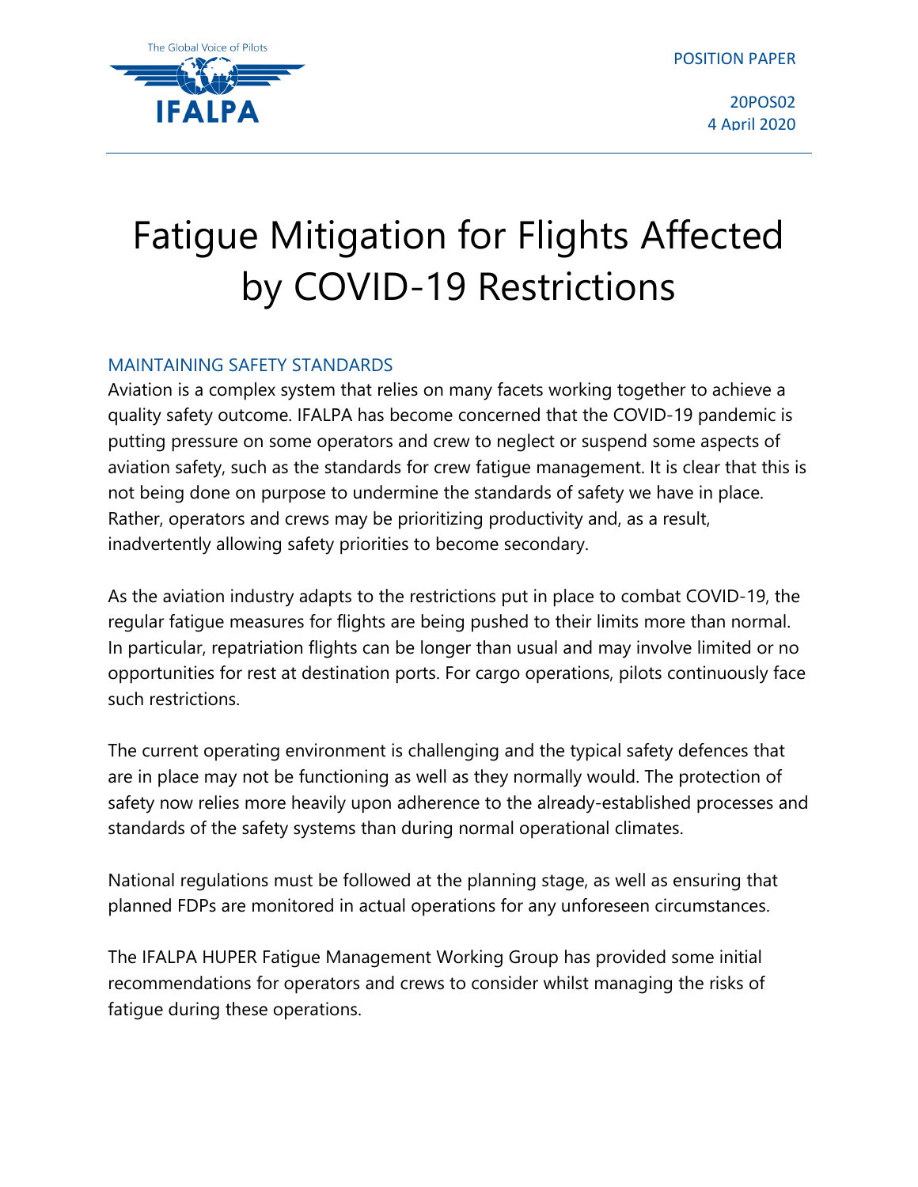POSITION PAPER

20POS02
4 April 2020

# Fatigue Mitigation for Flights Affected by COVID-19 Restrictions

## MAINTAINING SAFETY STANDARDS

Aviation is a complex system that relies on many facets working together to achieve a quality safety outcome. IFALPA has become concerned that the COVID-19 pandemic is putting pressure on some operators and crew to neglect or suspend some aspects of aviation safety, such as the standards for crew fatigue management. It is clear that this is not being done on purpose to undermine the standards of safety we have in place. Rather, operators and crews may be prioritizing productivity and, as a result, inadvertently allowing safety priorities to become secondary.

As the aviation industry adapts to the restrictions put in place to combat COVID-19, the regular fatigue measures for flights are being pushed to their limits more than normal. In particular, repatriation flights can be longer than usual and may involve limited or no opportunities for rest at destination ports. For cargo operations, pilots continuously face such restrictions.

The current operating environment is challenging and the typical safety defences that are in place may not be functioning as well as they normally would. The protection of safety now relies more heavily upon adherence to the already-established processes and standards of the safety systems than during normal operational climates.

National regulations must be followed at the planning stage, as well as ensuring that planned FDPs are monitored in actual operations for any unforeseen circumstances.

The IFALPA HUPER Fatigue Management Working Group has provided some initial recommendations for operators and crews to consider whilst managing the risks of fatigue during these operations.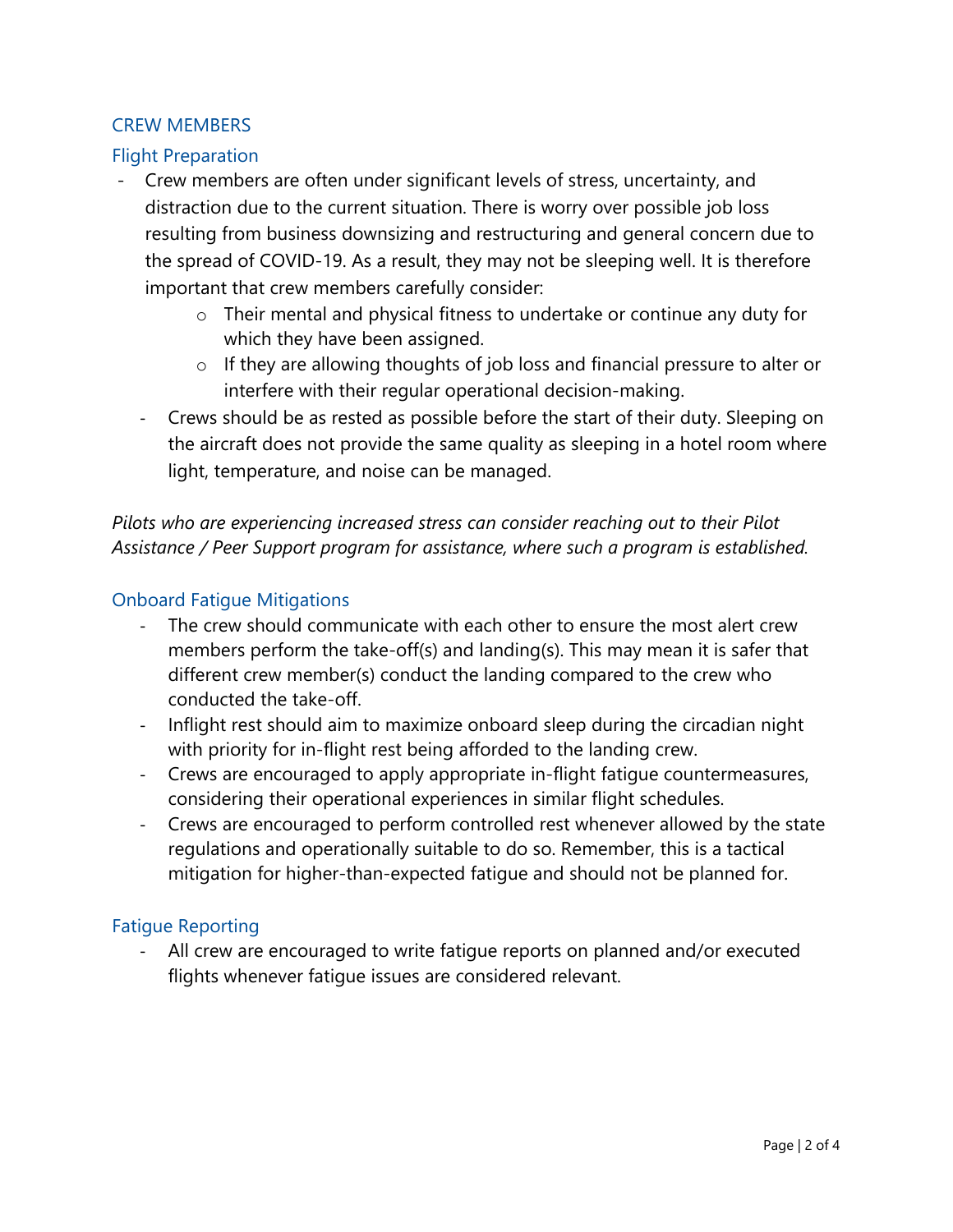## CREW MEMBERS

### Flight Preparation

- Crew members are often under significant levels of stress, uncertainty, and distraction due to the current situation. There is worry over possible job loss resulting from business downsizing and restructuring and general concern due to the spread of COVID-19. As a result, they may not be sleeping well. It is therefore important that crew members carefully consider:
  - Their mental and physical fitness to undertake or continue any duty for which they have been assigned.
  - If they are allowing thoughts of job loss and financial pressure to alter or interfere with their regular operational decision-making.
- Crews should be as rested as possible before the start of their duty. Sleeping on the aircraft does not provide the same quality as sleeping in a hotel room where light, temperature, and noise can be managed.

*Pilots who are experiencing increased stress can consider reaching out to their Pilot Assistance / Peer Support program for assistance, where such a program is established.*

### Onboard Fatigue Mitigations

- The crew should communicate with each other to ensure the most alert crew members perform the take-off(s) and landing(s). This may mean it is safer that different crew member(s) conduct the landing compared to the crew who conducted the take-off.
- Inflight rest should aim to maximize onboard sleep during the circadian night with priority for in-flight rest being afforded to the landing crew.
- Crews are encouraged to apply appropriate in-flight fatigue countermeasures, considering their operational experiences in similar flight schedules.
- Crews are encouraged to perform controlled rest whenever allowed by the state regulations and operationally suitable to do so. Remember, this is a tactical mitigation for higher-than-expected fatigue and should not be planned for.

### Fatigue Reporting

- All crew are encouraged to write fatigue reports on planned and/or executed flights whenever fatigue issues are considered relevant.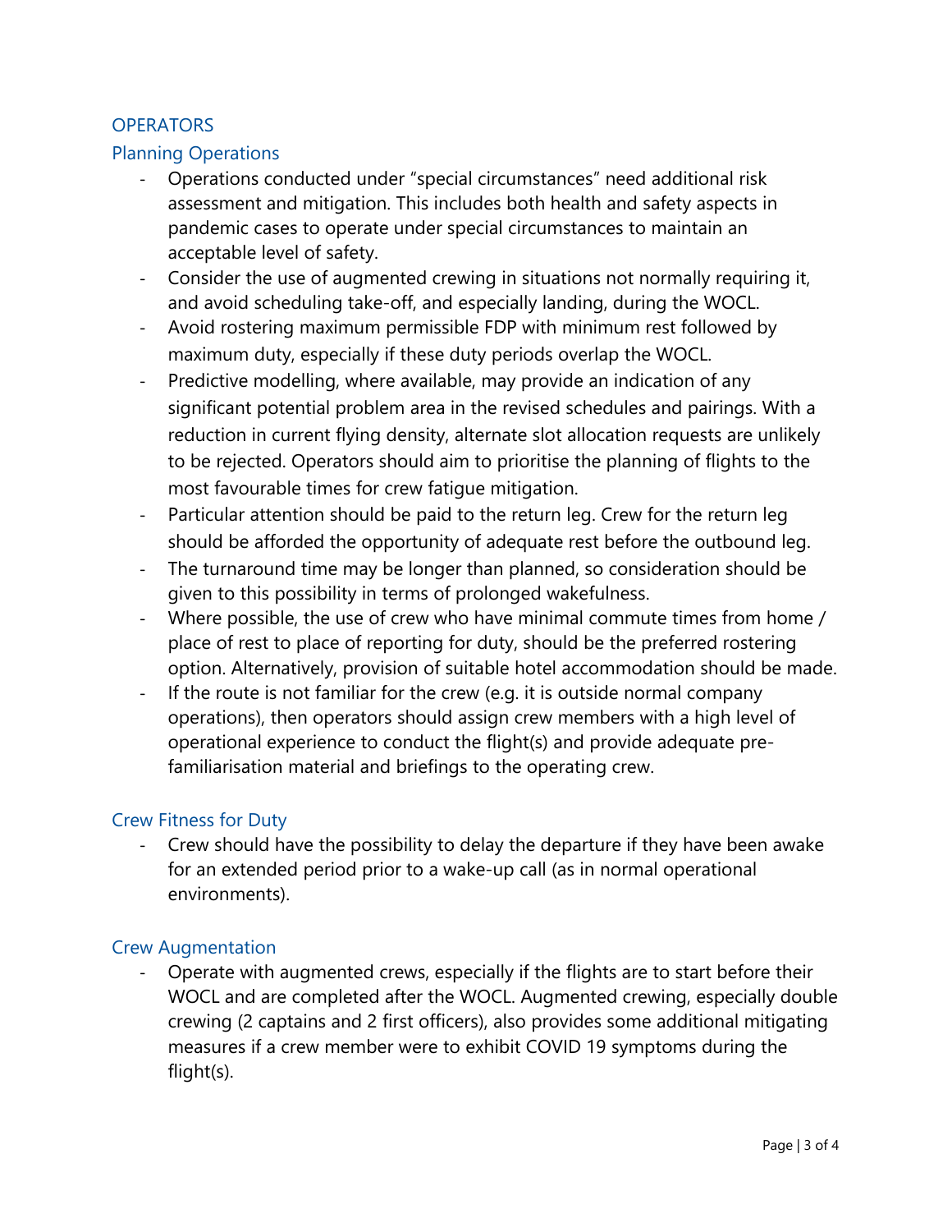## OPERATORS

### Planning Operations

- Operations conducted under "special circumstances" need additional risk assessment and mitigation. This includes both health and safety aspects in pandemic cases to operate under special circumstances to maintain an acceptable level of safety.
- Consider the use of augmented crewing in situations not normally requiring it, and avoid scheduling take-off, and especially landing, during the WOCL.
- Avoid rostering maximum permissible FDP with minimum rest followed by maximum duty, especially if these duty periods overlap the WOCL.
- Predictive modelling, where available, may provide an indication of any significant potential problem area in the revised schedules and pairings. With a reduction in current flying density, alternate slot allocation requests are unlikely to be rejected. Operators should aim to prioritise the planning of flights to the most favourable times for crew fatigue mitigation.
- Particular attention should be paid to the return leg. Crew for the return leg should be afforded the opportunity of adequate rest before the outbound leg.
- The turnaround time may be longer than planned, so consideration should be given to this possibility in terms of prolonged wakefulness.
- Where possible, the use of crew who have minimal commute times from home / place of rest to place of reporting for duty, should be the preferred rostering option. Alternatively, provision of suitable hotel accommodation should be made.
- If the route is not familiar for the crew (e.g. it is outside normal company operations), then operators should assign crew members with a high level of operational experience to conduct the flight(s) and provide adequate pre-familiarisation material and briefings to the operating crew.

### Crew Fitness for Duty

- Crew should have the possibility to delay the departure if they have been awake for an extended period prior to a wake-up call (as in normal operational environments).

### Crew Augmentation

- Operate with augmented crews, especially if the flights are to start before their WOCL and are completed after the WOCL. Augmented crewing, especially double crewing (2 captains and 2 first officers), also provides some additional mitigating measures if a crew member were to exhibit COVID 19 symptoms during the flight(s).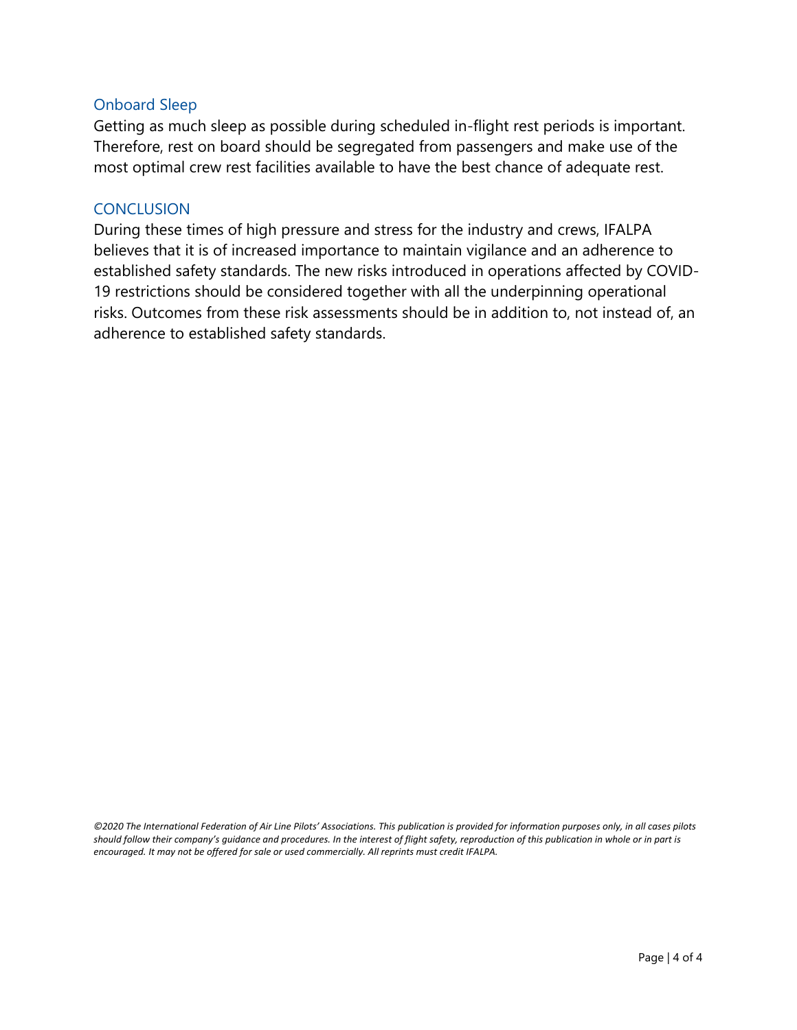### Onboard Sleep

Getting as much sleep as possible during scheduled in-flight rest periods is important. Therefore, rest on board should be segregated from passengers and make use of the most optimal crew rest facilities available to have the best chance of adequate rest.

## CONCLUSION

During these times of high pressure and stress for the industry and crews, IFALPA believes that it is of increased importance to maintain vigilance and an adherence to established safety standards. The new risks introduced in operations affected by COVID-19 restrictions should be considered together with all the underpinning operational risks. Outcomes from these risk assessments should be in addition to, not instead of, an adherence to established safety standards.

*©2020 The International Federation of Air Line Pilots' Associations. This publication is provided for information purposes only, in all cases pilots should follow their company's guidance and procedures. In the interest of flight safety, reproduction of this publication in whole or in part is encouraged. It may not be offered for sale or used commercially. All reprints must credit IFALPA.*